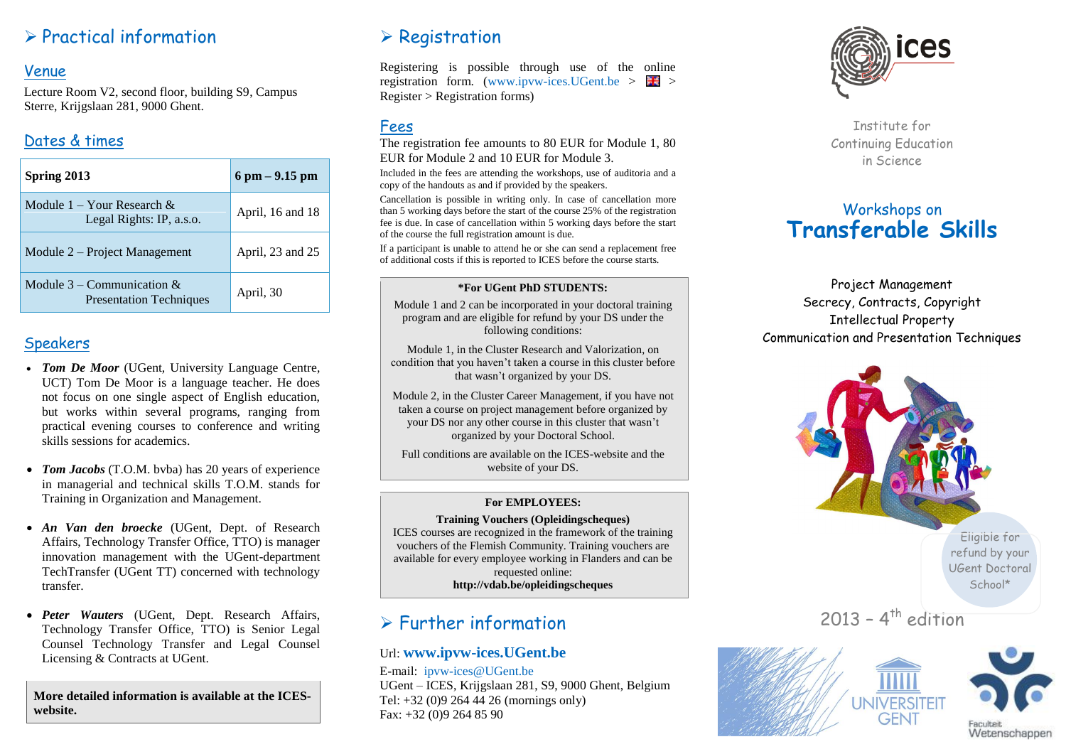## Practical information

### Venue

Lecture Room V2, second floor, building S9, Campus Sterre, Krijgslaan 281, 9000 Ghent.

### Dates & times

| Spring 2013 | 6 pm – 9.15 pm |
|---|---|
| Module 1 – Your Research & Legal Rights: IP, a.s.o. | April, 16 and 18 |
| Module 2 – Project Management | April, 23 and 25 |
| Module 3 – Communication & Presentation Techniques | April, 30 |

### Speakers

- ***Tom De Moor*** (UGent, University Language Centre, UCT) Tom De Moor is a language teacher. He does not focus on one single aspect of English education, but works within several programs, ranging from practical evening courses to conference and writing skills sessions for academics.
- ***Tom Jacobs*** (T.O.M. bvba) has 20 years of experience in managerial and technical skills T.O.M. stands for Training in Organization and Management.
- ***An Van den broecke*** (UGent, Dept. of Research Affairs, Technology Transfer Office, TTO) is manager innovation management with the UGent-department TechTransfer (UGent TT) concerned with technology transfer.
- ***Peter Wauters*** (UGent, Dept. Research Affairs, Technology Transfer Office, TTO) is Senior Legal Counsel Technology Transfer and Legal Counsel Licensing & Contracts at UGent.

**More detailed information is available at the ICES-website.**

## Registration

Registering is possible through use of the online registration form. (www.ipvw-ices.UGent.be > 🇬🇧 > Register > Registration forms)

### Fees

The registration fee amounts to 80 EUR for Module 1, 80 EUR for Module 2 and 10 EUR for Module 3.

Included in the fees are attending the workshops, use of auditoria and a copy of the handouts as and if provided by the speakers.

Cancellation is possible in writing only. In case of cancellation more than 5 working days before the start of the course 25% of the registration fee is due. In case of cancellation within 5 working days before the start of the course the full registration amount is due.

If a participant is unable to attend he or she can send a replacement free of additional costs if this is reported to ICES before the course starts.

**\*For UGent PhD STUDENTS:**

Module 1 and 2 can be incorporated in your doctoral training program and are eligible for refund by your DS under the following conditions:

Module 1, in the Cluster Research and Valorization, on condition that you haven't taken a course in this cluster before that wasn't organized by your DS.

Module 2, in the Cluster Career Management, if you have not taken a course on project management before organized by your DS nor any other course in this cluster that wasn't organized by your Doctoral School.

Full conditions are available on the ICES-website and the website of your DS.

**For EMPLOYEES:**

**Training Vouchers (Opleidingscheques)**

ICES courses are recognized in the framework of the training vouchers of the Flemish Community. Training vouchers are available for every employee working in Flanders and can be requested online:

**http://vdab.be/opleidingscheques**

## Further information

Url: **www.ipvw-ices.UGent.be**

E-mail: ipvw-ices@UGent.be

UGent – ICES, Krijgslaan 281, S9, 9000 Ghent, Belgium

Tel: +32 (0)9 264 44 26 (mornings only)

Fax: +32 (0)9 264 85 90

ices

Institute for Continuing Education in Science

# Workshops on **Transferable Skills**

Project Management

Secrecy, Contracts, Copyright

Intellectual Property

Communication and Presentation Techniques

Eligible for refund by your UGent Doctoral School*

2013 – 4th edition

UNIVERSITEIT GENT

Faculteit Wetenschappen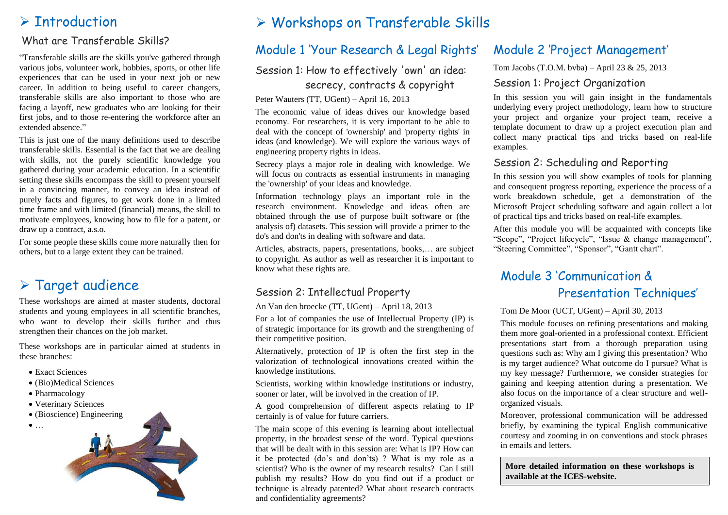# Introduction

## What are Transferable Skills?

"Transferable skills are the skills you've gathered through various jobs, volunteer work, hobbies, sports, or other life experiences that can be used in your next job or new career. In addition to being useful to career changers, transferable skills are also important to those who are facing a layoff, new graduates who are looking for their first jobs, and to those re-entering the workforce after an extended absence."

This is just one of the many definitions used to describe transferable skills. Essential is the fact that we are dealing with skills, not the purely scientific knowledge you gathered during your academic education. In a scientific setting these skills encompass the skill to present yourself in a convincing manner, to convey an idea instead of purely facts and figures, to get work done in a limited time frame and with limited (financial) means, the skill to motivate employees, knowing how to file for a patent, or draw up a contract, a.s.o.

For some people these skills come more naturally then for others, but to a large extent they can be trained.

# Target audience

These workshops are aimed at master students, doctoral students and young employees in all scientific branches, who want to develop their skills further and thus strengthen their chances on the job market.

These workshops are in particular aimed at students in these branches:

- Exact Sciences
- (Bio)Medical Sciences
- Pharmacology
- Veterinary Sciences
- (Bioscience) Engineering
- …

# Workshops on Transferable Skills

## Module 1 'Your Research & Legal Rights'

### Session 1: How to effectively 'own' an idea: secrecy, contracts & copyright

Peter Wauters (TT, UGent) – April 16, 2013

The economic value of ideas drives our knowledge based economy. For researchers, it is very important to be able to deal with the concept of 'ownership' and 'property rights' in ideas (and knowledge). We will explore the various ways of engineering property rights in ideas.

Secrecy plays a major role in dealing with knowledge. We will focus on contracts as essential instruments in managing the 'ownership' of your ideas and knowledge.

Information technology plays an important role in the research environment. Knowledge and ideas often are obtained through the use of purpose built software or (the analysis of) datasets. This session will provide a primer to the do's and don'ts in dealing with software and data.

Articles, abstracts, papers, presentations, books,… are subject to copyright. As author as well as researcher it is important to know what these rights are.

### Session 2: Intellectual Property

An Van den broecke (TT, UGent) – April 18, 2013

For a lot of companies the use of Intellectual Property (IP) is of strategic importance for its growth and the strengthening of their competitive position.

Alternatively, protection of IP is often the first step in the valorization of technological innovations created within the knowledge institutions.

Scientists, working within knowledge institutions or industry, sooner or later, will be involved in the creation of IP.

A good comprehension of different aspects relating to IP certainly is of value for future carriers.

The main scope of this evening is learning about intellectual property, in the broadest sense of the word. Typical questions that will be dealt with in this session are: What is IP? How can it be protected (do's and don'ts) ? What is my role as a scientist? Who is the owner of my research results? Can I still publish my results? How do you find out if a product or technique is already patented? What about research contracts and confidentiality agreements?

## Module 2 'Project Management'

Tom Jacobs (T.O.M. bvba) – April 23 & 25, 2013

### Session 1: Project Organization

In this session you will gain insight in the fundamentals underlying every project methodology, learn how to structure your project and organize your project team, receive a template document to draw up a project execution plan and collect many practical tips and tricks based on real-life examples.

### Session 2: Scheduling and Reporting

In this session you will show examples of tools for planning and consequent progress reporting, experience the process of a work breakdown schedule, get a demonstration of the Microsoft Project scheduling software and again collect a lot of practical tips and tricks based on real-life examples.

After this module you will be acquainted with concepts like "Scope", "Project lifecycle", "Issue & change management", "Steering Committee", "Sponsor", "Gantt chart".

## Module 3 'Communication & Presentation Techniques'

Tom De Moor (UCT, UGent) – April 30, 2013

This module focuses on refining presentations and making them more goal-oriented in a professional context. Efficient presentations start from a thorough preparation using questions such as: Why am I giving this presentation? Who is my target audience? What outcome do I pursue? What is my key message? Furthermore, we consider strategies for gaining and keeping attention during a presentation. We also focus on the importance of a clear structure and well-organized visuals.

Moreover, professional communication will be addressed briefly, by examining the typical English communicative courtesy and zooming in on conventions and stock phrases in emails and letters.

**More detailed information on these workshops is available at the ICES-website.**